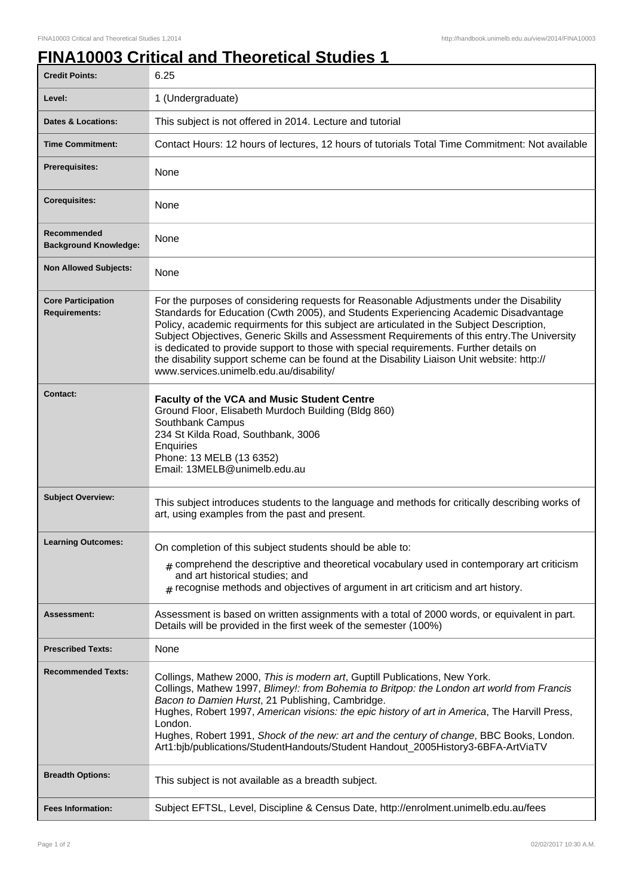# FINA10003 Critical and Theoretical Studies 1

| | |
|---|---|
| **Credit Points:** | 6.25 |
| **Level:** | 1 (Undergraduate) |
| **Dates & Locations:** | This subject is not offered in 2014. Lecture and tutorial |
| **Time Commitment:** | Contact Hours: 12 hours of lectures, 12 hours of tutorials Total Time Commitment: Not available |
| **Prerequisites:** | None |
| **Corequisites:** | None |
| **Recommended Background Knowledge:** | None |
| **Non Allowed Subjects:** | None |
| **Core Participation Requirements:** | For the purposes of considering requests for Reasonable Adjustments under the Disability Standards for Education (Cwth 2005), and Students Experiencing Academic Disadvantage Policy, academic requirments for this subject are articulated in the Subject Description, Subject Objectives, Generic Skills and Assessment Requirements of this entry.The University is dedicated to provide support to those with special requirements. Further details on the disability support scheme can be found at the Disability Liaison Unit website: http://www.services.unimelb.edu.au/disability/ |
| **Contact:** | **Faculty of the VCA and Music Student Centre**<br>Ground Floor, Elisabeth Murdoch Building (Bldg 860)<br>Southbank Campus<br>234 St Kilda Road, Southbank, 3006<br>Enquiries<br>Phone: 13 MELB (13 6352)<br>Email: 13MELB@unimelb.edu.au |
| **Subject Overview:** | This subject introduces students to the language and methods for critically describing works of art, using examples from the past and present. |
| **Learning Outcomes:** | On completion of this subject students should be able to:<br># comprehend the descriptive and theoretical vocabulary used in contemporary art criticism and art historical studies; and<br># recognise methods and objectives of argument in art criticism and art history. |
| **Assessment:** | Assessment is based on written assignments with a total of 2000 words, or equivalent in part. Details will be provided in the first week of the semester (100%) |
| **Prescribed Texts:** | None |
| **Recommended Texts:** | Collings, Mathew 2000, *This is modern art*, Guptill Publications, New York.<br>Collings, Mathew 1997, *Blimey!: from Bohemia to Britpop: the London art world from Francis Bacon to Damien Hurst*, 21 Publishing, Cambridge.<br>Hughes, Robert 1997, *American visions: the epic history of art in America*, The Harvill Press, London.<br>Hughes, Robert 1991, *Shock of the new: art and the century of change*, BBC Books, London.<br>Art1:bjb/publications/StudentHandouts/Student Handout_2005History3-6BFA-ArtViaTV |
| **Breadth Options:** | This subject is not available as a breadth subject. |
| **Fees Information:** | Subject EFTSL, Level, Discipline & Census Date, http://enrolment.unimelb.edu.au/fees |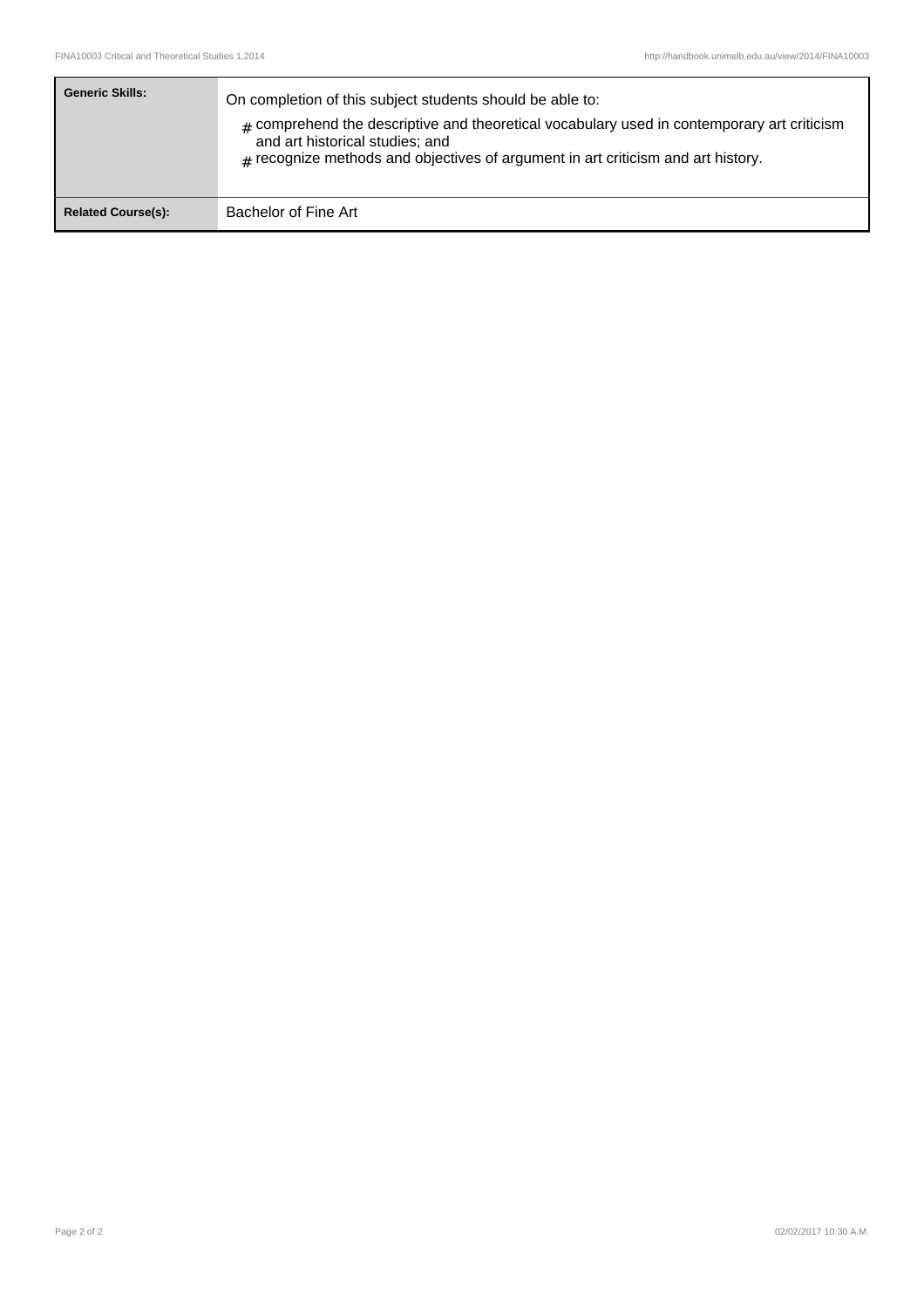| | |
|---|---|
| **Generic Skills:** | On completion of this subject students should be able to:<br># comprehend the descriptive and theoretical vocabulary used in contemporary art criticism and art historical studies; and<br># recognize methods and objectives of argument in art criticism and art history. |
| **Related Course(s):** | Bachelor of Fine Art |